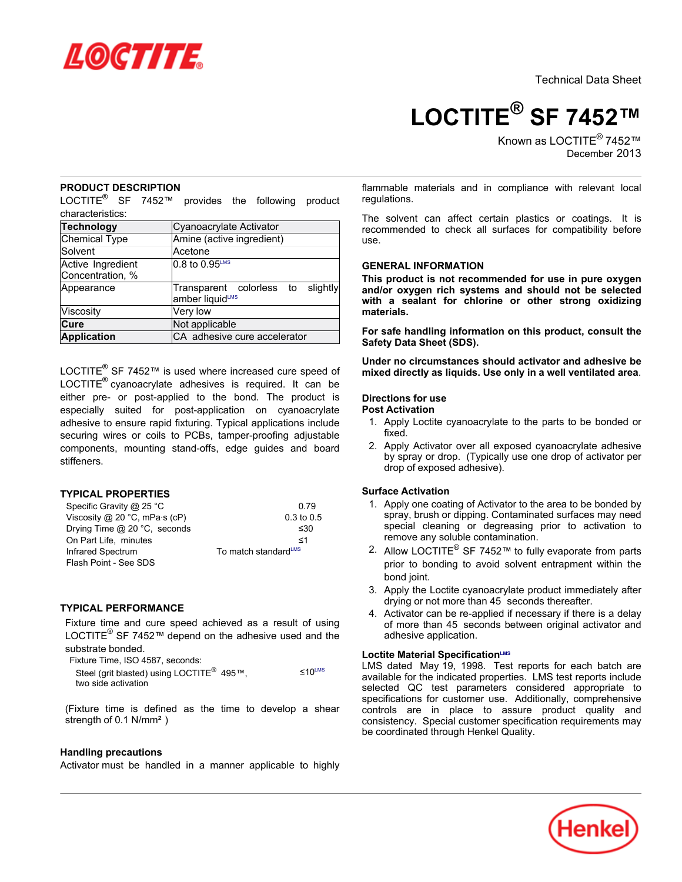Technical Data Sheet

# LOCTITE® SF 7452™

Known as LOCTITE® 7452™

December 2013

## PRODUCT DESCRIPTION

LOCTITE® SF 7452™ provides the following product characteristics:

| **Technology** | Cyanoacrylate Activator |
|---|---|
| Chemical Type | Amine (active ingredient) |
| Solvent | Acetone |
| Active Ingredient Concentration, % | 0.8 to 0.95[LMS] |
| Appearance | Transparent colorless to slightly amber liquid[LMS] |
| Viscosity | Very low |
| **Cure** | Not applicable |
| **Application** | CA adhesive cure accelerator |

LOCTITE® SF 7452™ is used where increased cure speed of LOCTITE® cyanoacrylate adhesives is required. It can be either pre- or post-applied to the bond. The product is especially suited for post-application on cyanoacrylate adhesive to ensure rapid fixturing. Typical applications include securing wires or coils to PCBs, tamper-proofing adjustable components, mounting stand-offs, edge guides and board stiffeners.

## TYPICAL PROPERTIES

| | |
|---|---|
| Specific Gravity @ 25 °C | 0.79 |
| Viscosity @ 20 °C, mPa·s (cP) | 0.3 to 0.5 |
| Drying Time @ 20 °C, seconds | ≤30 |
| On Part Life, minutes | ≤1 |
| Infrared Spectrum | To match standard[LMS] |
| Flash Point - See SDS | |

## TYPICAL PERFORMANCE

Fixture time and cure speed achieved as a result of using LOCTITE® SF 7452™ depend on the adhesive used and the substrate bonded.

Fixture Time, ISO 4587, seconds:

| | |
|---|---|
| Steel (grit blasted) using LOCTITE® 495™, two side activation | ≤10[LMS] |

(Fixture time is defined as the time to develop a shear strength of 0.1 N/mm² )

### Handling precautions

Activator must be handled in a manner applicable to highly flammable materials and in compliance with relevant local regulations.

The solvent can affect certain plastics or coatings. It is recommended to check all surfaces for compatibility before use.

## GENERAL INFORMATION

**This product is not recommended for use in pure oxygen and/or oxygen rich systems and should not be selected with a sealant for chlorine or other strong oxidizing materials.**

**For safe handling information on this product, consult the Safety Data Sheet (SDS).**

**Under no circumstances should activator and adhesive be mixed directly as liquids. Use only in a well ventilated area**.

### Directions for use

**Post Activation**

1. Apply Loctite cyanoacrylate to the parts to be bonded or fixed.
2. Apply Activator over all exposed cyanoacrylate adhesive by spray or drop. (Typically use one drop of activator per drop of exposed adhesive).

### Surface Activation

1. Apply one coating of Activator to the area to be bonded by spray, brush or dipping. Contaminated surfaces may need special cleaning or degreasing prior to activation to remove any soluble contamination.
2. Allow LOCTITE® SF 7452™ to fully evaporate from parts prior to bonding to avoid solvent entrapment within the bond joint.
3. Apply the Loctite cyanoacrylate product immediately after drying or not more than 45 seconds thereafter.
4. Activator can be re-applied if necessary if there is a delay of more than 45 seconds between original activator and adhesive application.

### Loctite Material Specification[LMS]

LMS dated May 19, 1998. Test reports for each batch are available for the indicated properties. LMS test reports include selected QC test parameters considered appropriate to specifications for customer use. Additionally, comprehensive controls are in place to assure product quality and consistency. Special customer specification requirements may be coordinated through Henkel Quality.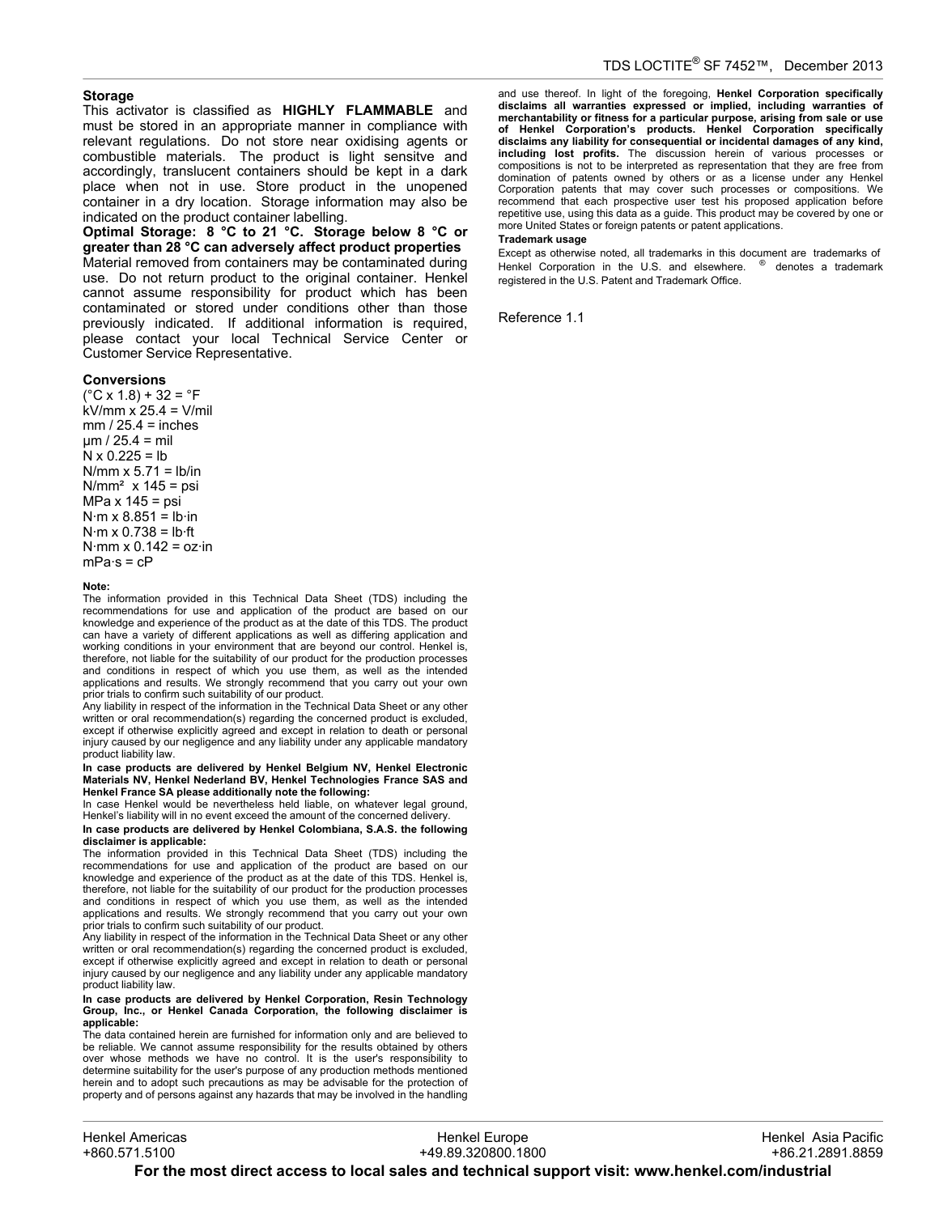### Storage

This activator is classified as **HIGHLY FLAMMABLE** and must be stored in an appropriate manner in compliance with relevant regulations. Do not store near oxidising agents or combustible materials. The product is light sensitve and accordingly, translucent containers should be kept in a dark place when not in use. Store product in the unopened container in a dry location. Storage information may also be indicated on the product container labelling.

**Optimal Storage: 8 °C to 21 °C. Storage below 8 °C or greater than 28 °C can adversely affect product properties**

Material removed from containers may be contaminated during use. Do not return product to the original container. Henkel cannot assume responsibility for product which has been contaminated or stored under conditions other than those previously indicated. If additional information is required, please contact your local Technical Service Center or Customer Service Representative.

### Conversions

(°C x 1.8) + 32 = °F
kV/mm x 25.4 = V/mil
mm / 25.4 = inches
µm / 25.4 = mil
N x 0.225 = lb
N/mm x 5.71 = lb/in
N/mm² x 145 = psi
MPa x 145 = psi
N·m x 8.851 = lb·in
N·m x 0.738 = lb·ft
N·mm x 0.142 = oz·in
mPa·s = cP

#### Note:

The information provided in this Technical Data Sheet (TDS) including the recommendations for use and application of the product are based on our knowledge and experience of the product as at the date of this TDS. The product can have a variety of different applications as well as differing application and working conditions in your environment that are beyond our control. Henkel is, therefore, not liable for the suitability of our product for the production processes and conditions in respect of which you use them, as well as the intended applications and results. We strongly recommend that you carry out your own prior trials to confirm such suitability of our product.

Any liability in respect of the information in the Technical Data Sheet or any other written or oral recommendation(s) regarding the concerned product is excluded, except if otherwise explicitly agreed and except in relation to death or personal injury caused by our negligence and any liability under any applicable mandatory product liability law.

**In case products are delivered by Henkel Belgium NV, Henkel Electronic Materials NV, Henkel Nederland BV, Henkel Technologies France SAS and Henkel France SA please additionally note the following:**

In case Henkel would be nevertheless held liable, on whatever legal ground, Henkel's liability will in no event exceed the amount of the concerned delivery.

**In case products are delivered by Henkel Colombiana, S.A.S. the following disclaimer is applicable:**

The information provided in this Technical Data Sheet (TDS) including the recommendations for use and application of the product are based on our knowledge and experience of the product as at the date of this TDS. Henkel is, therefore, not liable for the suitability of our product for the production processes and conditions in respect of which you use them, as well as the intended applications and results. We strongly recommend that you carry out your own prior trials to confirm such suitability of our product.

Any liability in respect of the information in the Technical Data Sheet or any other written or oral recommendation(s) regarding the concerned product is excluded, except if otherwise explicitly agreed and except in relation to death or personal injury caused by our negligence and any liability under any applicable mandatory product liability law.

**In case products are delivered by Henkel Corporation, Resin Technology Group, Inc., or Henkel Canada Corporation, the following disclaimer is applicable:**

The data contained herein are furnished for information only and are believed to be reliable. We cannot assume responsibility for the results obtained by others over whose methods we have no control. It is the user's responsibility to determine suitability for the user's purpose of any production methods mentioned herein and to adopt such precautions as may be advisable for the protection of property and of persons against any hazards that may be involved in the handling and use thereof. In light of the foregoing, **Henkel Corporation specifically disclaims all warranties expressed or implied, including warranties of merchantability or fitness for a particular purpose, arising from sale or use of Henkel Corporation's products. Henkel Corporation specifically disclaims any liability for consequential or incidental damages of any kind, including lost profits.** The discussion herein of various processes or compositions is not to be interpreted as representation that they are free from domination of patents owned by others or as a license under any Henkel Corporation patents that may cover such processes or compositions. We recommend that each prospective user test his proposed application before repetitive use, using this data as a guide. This product may be covered by one or more United States or foreign patents or patent applications.

#### Trademark usage

Except as otherwise noted, all trademarks in this document are trademarks of Henkel Corporation in the U.S. and elsewhere. ® denotes a trademark registered in the U.S. Patent and Trademark Office.

Reference 1.1

Henkel Americas +860.571.5100 | Henkel Europe +49.89.320800.1800 | Henkel Asia Pacific +86.21.2891.8859

**For the most direct access to local sales and technical support visit: www.henkel.com/industrial**